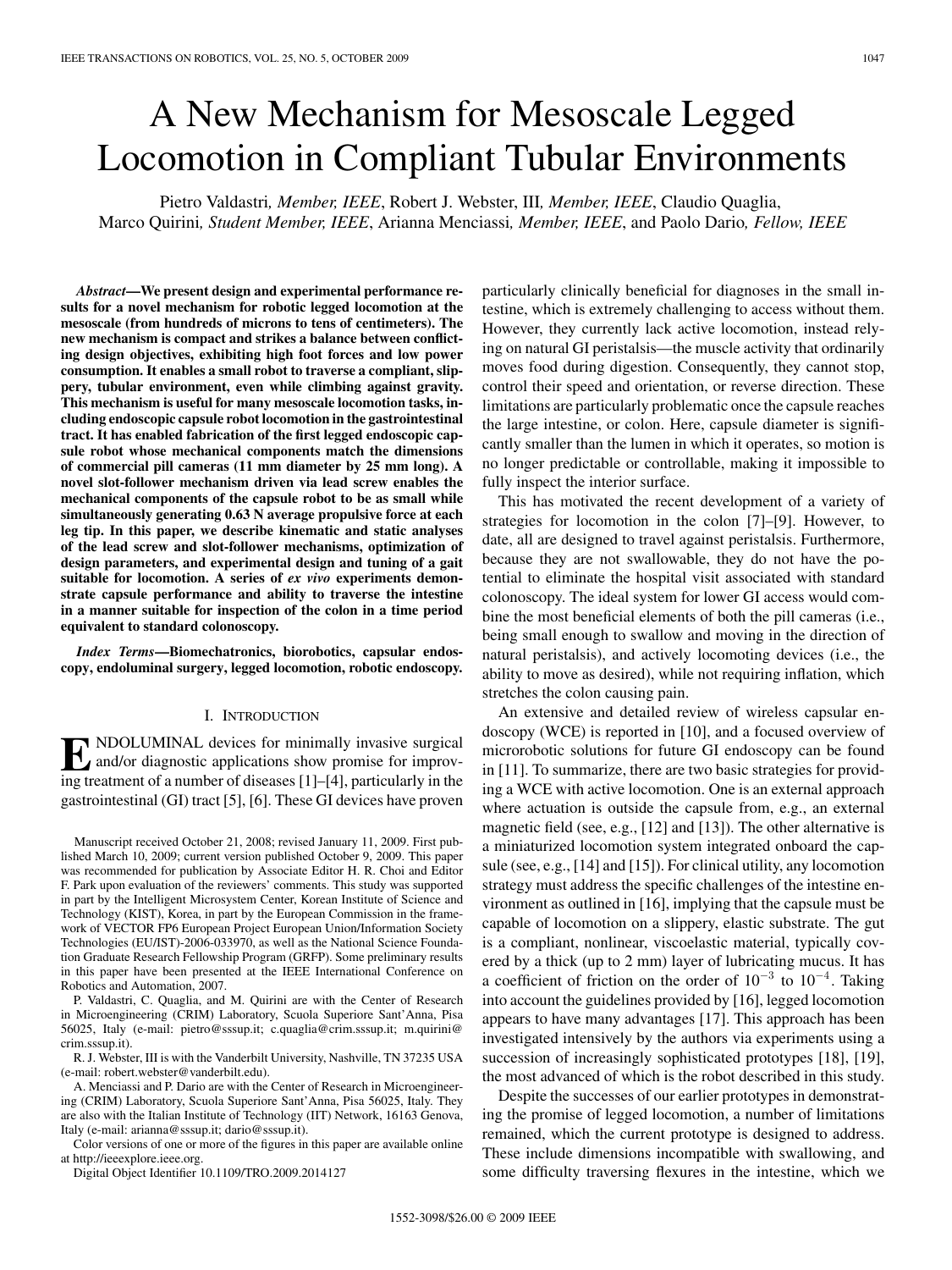# A New Mechanism for Mesoscale Legged Locomotion in Compliant Tubular Environments

Pietro Valdastri, *Member, IEEE*, Robert J. Webster, III, *Member, IEEE*, Claudio Quaglia, Marco Quirini, *Student Member, IEEE*, Arianna Menciassi, *Member, IEEE*, and Paolo Dario, *Fellow, IEEE*

***Abstract*—We present design and experimental performance results for a novel mechanism for robotic legged locomotion at the mesoscale (from hundreds of microns to tens of centimeters). The new mechanism is compact and strikes a balance between conflicting design objectives, exhibiting high foot forces and low power consumption. It enables a small robot to traverse a compliant, slippery, tubular environment, even while climbing against gravity. This mechanism is useful for many mesoscale locomotion tasks, including endoscopic capsule robot locomotion in the gastrointestinal tract. It has enabled fabrication of the first legged endoscopic capsule robot whose mechanical components match the dimensions of commercial pill cameras (11 mm diameter by 25 mm long). A novel slot-follower mechanism driven via lead screw enables the mechanical components of the capsule robot to be as small while simultaneously generating 0.63 N average propulsive force at each leg tip. In this paper, we describe kinematic and static analyses of the lead screw and slot-follower mechanisms, optimization of design parameters, and experimental design and tuning of a gait suitable for locomotion. A series of *ex vivo* experiments demonstrate capsule performance and ability to traverse the intestine in a manner suitable for inspection of the colon in a time period equivalent to standard colonoscopy.**

***Index Terms*—Biomechatronics, biorobotics, capsular endoscopy, endoluminal surgery, legged locomotion, robotic endoscopy.**

## I. Introduction

Endoluminal devices for minimally invasive surgical and/or diagnostic applications show promise for improving treatment of a number of diseases [1]–[4], particularly in the gastrointestinal (GI) tract [5], [6]. These GI devices have proven particularly clinically beneficial for diagnoses in the small intestine, which is extremely challenging to access without them. However, they currently lack active locomotion, instead relying on natural GI peristalsis—the muscle activity that ordinarily moves food during digestion. Consequently, they cannot stop, control their speed and orientation, or reverse direction. These limitations are particularly problematic once the capsule reaches the large intestine, or colon. Here, capsule diameter is significantly smaller than the lumen in which it operates, so motion is no longer predictable or controllable, making it impossible to fully inspect the interior surface.

This has motivated the recent development of a variety of strategies for locomotion in the colon [7]–[9]. However, to date, all are designed to travel against peristalsis. Furthermore, because they are not swallowable, they do not have the potential to eliminate the hospital visit associated with standard colonoscopy. The ideal system for lower GI access would combine the most beneficial elements of both the pill cameras (i.e., being small enough to swallow and moving in the direction of natural peristalsis), and actively locomoting devices (i.e., the ability to move as desired), while not requiring inflation, which stretches the colon causing pain.

An extensive and detailed review of wireless capsular endoscopy (WCE) is reported in [10], and a focused overview of microrobotic solutions for future GI endoscopy can be found in [11]. To summarize, there are two basic strategies for providing a WCE with active locomotion. One is an external approach where actuation is outside the capsule from, e.g., an external magnetic field (see, e.g., [12] and [13]). The other alternative is a miniaturized locomotion system integrated onboard the capsule (see, e.g., [14] and [15]). For clinical utility, any locomotion strategy must address the specific challenges of the intestine environment as outlined in [16], implying that the capsule must be capable of locomotion on a slippery, elastic substrate. The gut is a compliant, nonlinear, viscoelastic material, typically covered by a thick (up to 2 mm) layer of lubricating mucus. It has a coefficient of friction on the order of $10^{-3}$ to $10^{-4}$. Taking into account the guidelines provided by [16], legged locomotion appears to have many advantages [17]. This approach has been investigated intensively by the authors via experiments using a succession of increasingly sophisticated prototypes [18], [19], the most advanced of which is the robot described in this study.

Despite the successes of our earlier prototypes in demonstrating the promise of legged locomotion, a number of limitations remained, which the current prototype is designed to address. These include dimensions incompatible with swallowing, and some difficulty traversing flexures in the intestine, which we

Manuscript received October 21, 2008; revised January 11, 2009. First published March 10, 2009; current version published October 9, 2009. This paper was recommended for publication by Associate Editor H. R. Choi and Editor F. Park upon evaluation of the reviewers' comments. This study was supported in part by the Intelligent Microsystem Center, Korean Institute of Science and Technology (KIST), Korea, in part by the European Commission in the framework of VECTOR FP6 European Project European Union/Information Society Technologies (EU/IST)-2006-033970, as well as the National Science Foundation Graduate Research Fellowship Program (GRFP). Some preliminary results in this paper have been presented at the IEEE International Conference on Robotics and Automation, 2007.

P. Valdastri, C. Quaglia, and M. Quirini are with the Center of Research in Microengineering (CRIM) Laboratory, Scuola Superiore Sant'Anna, Pisa 56025, Italy (e-mail: pietro@sssup.it; c.quaglia@crim.sssup.it; m.quirini@crim.sssup.it).

R. J. Webster, III is with the Vanderbilt University, Nashville, TN 37235 USA (e-mail: robert.webster@vanderbilt.edu).

A. Menciassi and P. Dario are with the Center of Research in Microengineering (CRIM) Laboratory, Scuola Superiore Sant'Anna, Pisa 56025, Italy. They are also with the Italian Institute of Technology (IIT) Network, 16163 Genova, Italy (e-mail: arianna@sssup.it; dario@sssup.it).

Color versions of one or more of the figures in this paper are available online at http://ieeexplore.ieee.org.

Digital Object Identifier 10.1109/TRO.2009.2014127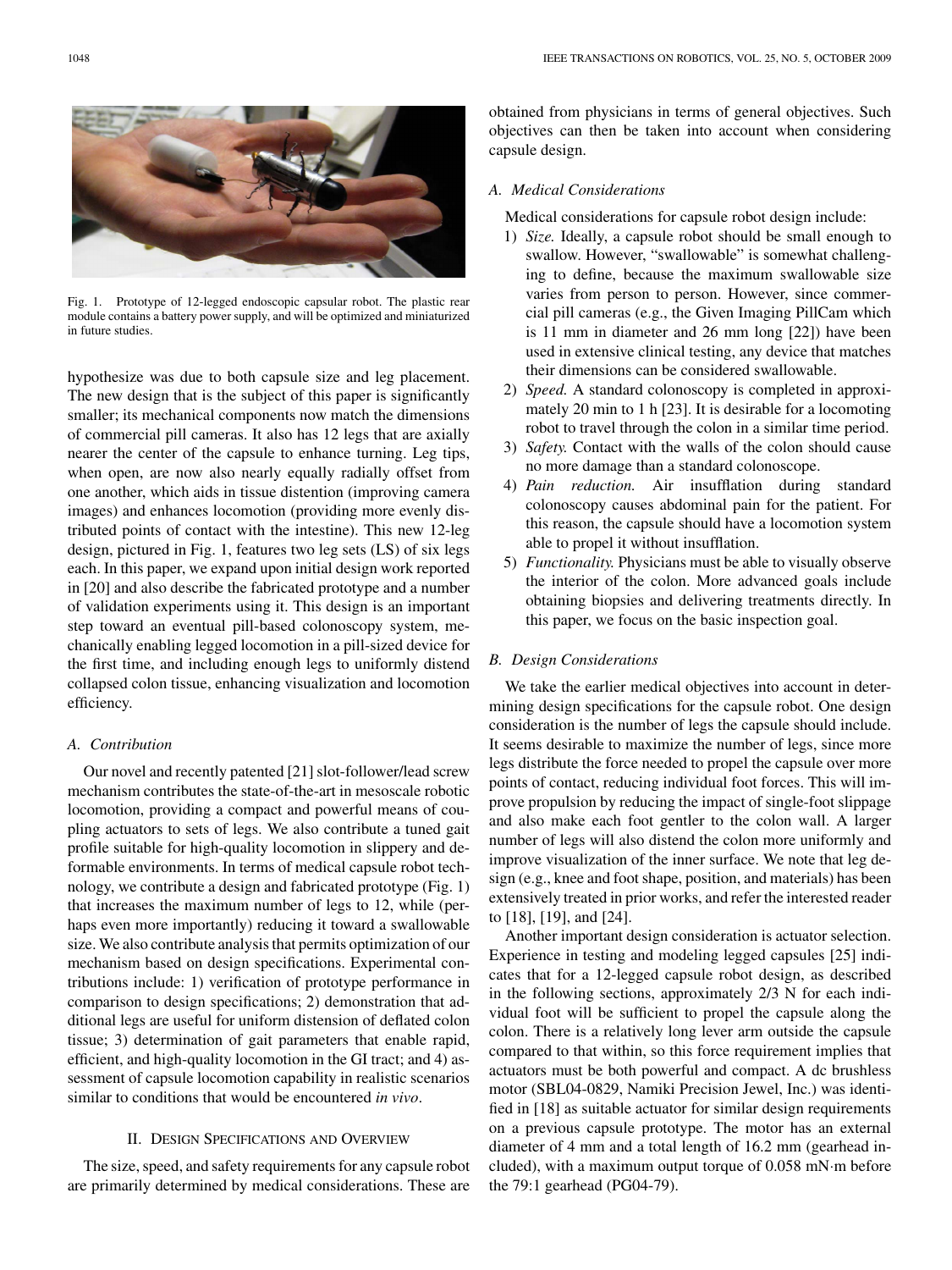Fig. 1. Prototype of 12-legged endoscopic capsular robot. The plastic rear module contains a battery power supply, and will be optimized and miniaturized in future studies.

hypothesize was due to both capsule size and leg placement. The new design that is the subject of this paper is significantly smaller; its mechanical components now match the dimensions of commercial pill cameras. It also has 12 legs that are axially nearer the center of the capsule to enhance turning. Leg tips, when open, are now also nearly equally radially offset from one another, which aids in tissue distention (improving camera images) and enhances locomotion (providing more evenly distributed points of contact with the intestine). This new 12-leg design, pictured in Fig. 1, features two leg sets (LS) of six legs each. In this paper, we expand upon initial design work reported in [20] and also describe the fabricated prototype and a number of validation experiments using it. This design is an important step toward an eventual pill-based colonoscopy system, mechanically enabling legged locomotion in a pill-sized device for the first time, and including enough legs to uniformly distend collapsed colon tissue, enhancing visualization and locomotion efficiency.

### A. Contribution

Our novel and recently patented [21] slot-follower/lead screw mechanism contributes the state-of-the-art in mesoscale robotic locomotion, providing a compact and powerful means of coupling actuators to sets of legs. We also contribute a tuned gait profile suitable for high-quality locomotion in slippery and deformable environments. In terms of medical capsule robot technology, we contribute a design and fabricated prototype (Fig. 1) that increases the maximum number of legs to 12, while (perhaps even more importantly) reducing it toward a swallowable size. We also contribute analysis that permits optimization of our mechanism based on design specifications. Experimental contributions include: 1) verification of prototype performance in comparison to design specifications; 2) demonstration that additional legs are useful for uniform distension of deflated colon tissue; 3) determination of gait parameters that enable rapid, efficient, and high-quality locomotion in the GI tract; and 4) assessment of capsule locomotion capability in realistic scenarios similar to conditions that would be encountered *in vivo*.

## II. Design Specifications and Overview

The size, speed, and safety requirements for any capsule robot are primarily determined by medical considerations. These are obtained from physicians in terms of general objectives. Such objectives can then be taken into account when considering capsule design.

### A. Medical Considerations

Medical considerations for capsule robot design include:

1) *Size.* Ideally, a capsule robot should be small enough to swallow. However, "swallowable" is somewhat challenging to define, because the maximum swallowable size varies from person to person. However, since commercial pill cameras (e.g., the Given Imaging PillCam which is 11 mm in diameter and 26 mm long [22]) have been used in extensive clinical testing, any device that matches their dimensions can be considered swallowable.
2) *Speed.* A standard colonoscopy is completed in approximately 20 min to 1 h [23]. It is desirable for a locomoting robot to travel through the colon in a similar time period.
3) *Safety.* Contact with the walls of the colon should cause no more damage than a standard colonoscope.
4) *Pain reduction.* Air insufflation during standard colonoscopy causes abdominal pain for the patient. For this reason, the capsule should have a locomotion system able to propel it without insufflation.
5) *Functionality.* Physicians must be able to visually observe the interior of the colon. More advanced goals include obtaining biopsies and delivering treatments directly. In this paper, we focus on the basic inspection goal.

### B. Design Considerations

We take the earlier medical objectives into account in determining design specifications for the capsule robot. One design consideration is the number of legs the capsule should include. It seems desirable to maximize the number of legs, since more legs distribute the force needed to propel the capsule over more points of contact, reducing individual foot forces. This will improve propulsion by reducing the impact of single-foot slippage and also make each foot gentler to the colon wall. A larger number of legs will also distend the colon more uniformly and improve visualization of the inner surface. We note that leg design (e.g., knee and foot shape, position, and materials) has been extensively treated in prior works, and refer the interested reader to [18], [19], and [24].

Another important design consideration is actuator selection. Experience in testing and modeling legged capsules [25] indicates that for a 12-legged capsule robot design, as described in the following sections, approximately 2/3 N for each individual foot will be sufficient to propel the capsule along the colon. There is a relatively long lever arm outside the capsule compared to that within, so this force requirement implies that actuators must be both powerful and compact. A dc brushless motor (SBL04-0829, Namiki Precision Jewel, Inc.) was identified in [18] as suitable actuator for similar design requirements on a previous capsule prototype. The motor has an external diameter of 4 mm and a total length of 16.2 mm (gearhead included), with a maximum output torque of 0.058 mN·m before the 79:1 gearhead (PG04-79).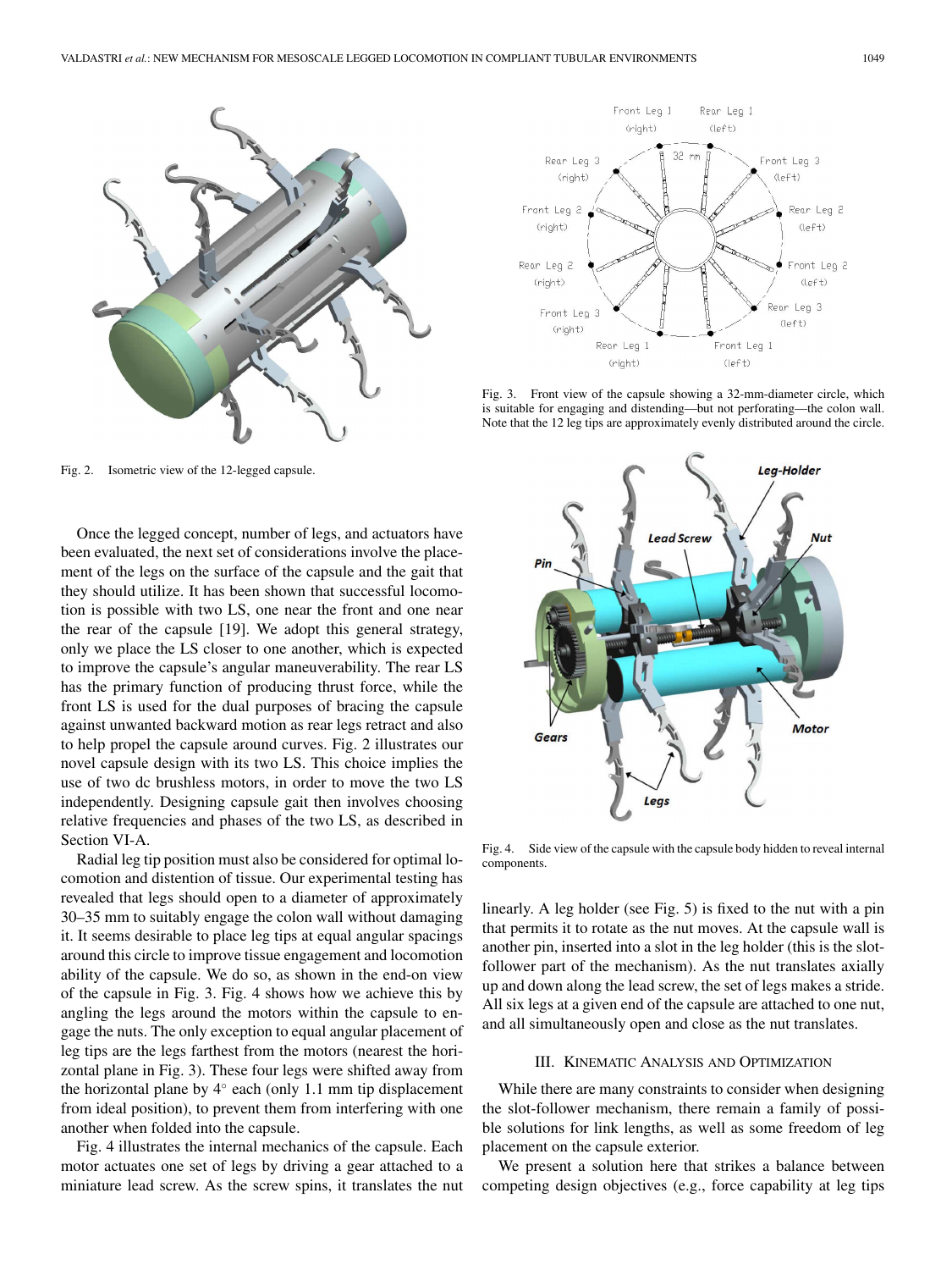Fig. 2. Isometric view of the 12-legged capsule.

Fig. 3. Front view of the capsule showing a 32-mm-diameter circle, which is suitable for engaging and distending—but not perforating—the colon wall. Note that the 12 leg tips are approximately evenly distributed around the circle.

Fig. 4. Side view of the capsule with the capsule body hidden to reveal internal components.

Once the legged concept, number of legs, and actuators have been evaluated, the next set of considerations involve the placement of the legs on the surface of the capsule and the gait that they should utilize. It has been shown that successful locomotion is possible with two LS, one near the front and one near the rear of the capsule [19]. We adopt this general strategy, only we place the LS closer to one another, which is expected to improve the capsule's angular maneuverability. The rear LS has the primary function of producing thrust force, while the front LS is used for the dual purposes of bracing the capsule against unwanted backward motion as rear legs retract and also to help propel the capsule around curves. Fig. 2 illustrates our novel capsule design with its two LS. This choice implies the use of two dc brushless motors, in order to move the two LS independently. Designing capsule gait then involves choosing relative frequencies and phases of the two LS, as described in Section VI-A.

Radial leg tip position must also be considered for optimal locomotion and distention of tissue. Our experimental testing has revealed that legs should open to a diameter of approximately 30–35 mm to suitably engage the colon wall without damaging it. It seems desirable to place leg tips at equal angular spacings around this circle to improve tissue engagement and locomotion ability of the capsule. We do so, as shown in the end-on view of the capsule in Fig. 3. Fig. 4 shows how we achieve this by angling the legs around the motors within the capsule to engage the nuts. The only exception to equal angular placement of leg tips are the legs farthest from the motors (nearest the horizontal plane in Fig. 3). These four legs were shifted away from the horizontal plane by 4° each (only 1.1 mm tip displacement from ideal position), to prevent them from interfering with one another when folded into the capsule.

Fig. 4 illustrates the internal mechanics of the capsule. Each motor actuates one set of legs by driving a gear attached to a miniature lead screw. As the screw spins, it translates the nut linearly. A leg holder (see Fig. 5) is fixed to the nut with a pin that permits it to rotate as the nut moves. At the capsule wall is another pin, inserted into a slot in the leg holder (this is the slot-follower part of the mechanism). As the nut translates axially up and down along the lead screw, the set of legs makes a stride. All six legs at a given end of the capsule are attached to one nut, and all simultaneously open and close as the nut translates.

## III. Kinematic Analysis and Optimization

While there are many constraints to consider when designing the slot-follower mechanism, there remain a family of possible solutions for link lengths, as well as some freedom of leg placement on the capsule exterior.

We present a solution here that strikes a balance between competing design objectives (e.g., force capability at leg tips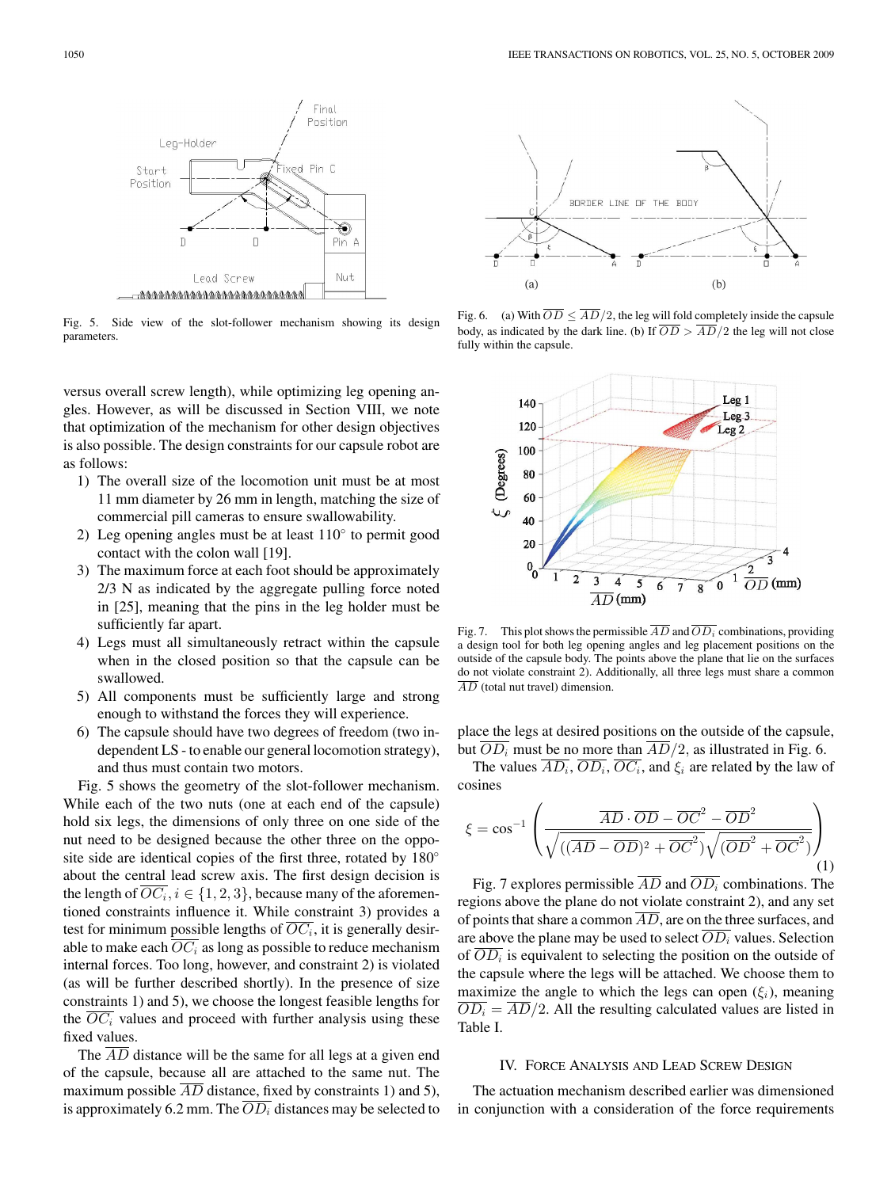Fig. 5. Side view of the slot-follower mechanism showing its design parameters.

Fig. 6. (a) With $\overline{OD} \leq \overline{AD}/2$, the leg will fold completely inside the capsule body, as indicated by the dark line. (b) If $\overline{OD} > \overline{AD}/2$ the leg will not close fully within the capsule.

Fig. 7. This plot shows the permissible $\overline{AD}$ and $\overline{OD_i}$ combinations, providing a design tool for both leg opening angles and leg placement positions on the outside of the capsule body. The points above the plane that lie on the surfaces do not violate constraint 2). Additionally, all three legs must share a common $\overline{AD}$ (total nut travel) dimension.

versus overall screw length), while optimizing leg opening angles. However, as will be discussed in Section VIII, we note that optimization of the mechanism for other design objectives is also possible. The design constraints for our capsule robot are as follows:

1) The overall size of the locomotion unit must be at most 11 mm diameter by 26 mm in length, matching the size of commercial pill cameras to ensure swallowability.
2) Leg opening angles must be at least 110° to permit good contact with the colon wall [19].
3) The maximum force at each foot should be approximately 2/3 N as indicated by the aggregate pulling force noted in [25], meaning that the pins in the leg holder must be sufficiently far apart.
4) Legs must all simultaneously retract within the capsule when in the closed position so that the capsule can be swallowed.
5) All components must be sufficiently large and strong enough to withstand the forces they will experience.
6) The capsule should have two degrees of freedom (two independent LS - to enable our general locomotion strategy), and thus must contain two motors.

Fig. 5 shows the geometry of the slot-follower mechanism. While each of the two nuts (one at each end of the capsule) hold six legs, the dimensions of only three on one side of the nut need to be designed because the other three on the opposite side are identical copies of the first three, rotated by 180° about the central lead screw axis. The first design decision is the length of $\overline{OC_i}, i \in \{1,2,3\}$, because many of the aforementioned constraints influence it. While constraint 3) provides a test for minimum possible lengths of $\overline{OC_i}$, it is generally desirable to make each $\overline{OC_i}$ as long as possible to reduce mechanism internal forces. Too long, however, and constraint 2) is violated (as will be further described shortly). In the presence of size constraints 1) and 5), we choose the longest feasible lengths for the $\overline{OC_i}$ values and proceed with further analysis using these fixed values.

The $\overline{AD}$ distance will be the same for all legs at a given end of the capsule, because all are attached to the same nut. The maximum possible $\overline{AD}$ distance, fixed by constraints 1) and 5), is approximately 6.2 mm. The $\overline{OD_i}$ distances may be selected to place the legs at desired positions on the outside of the capsule, but $\overline{OD_i}$ must be no more than $\overline{AD}/2$, as illustrated in Fig. 6.

The values $\overline{AD_i}$, $\overline{OD_i}$, $\overline{OC_i}$, and $\xi_i$ are related by the law of cosines

$$\xi = \cos^{-1}\left(\frac{\overline{AD}\cdot\overline{OD} - \overline{OC}^2 - \overline{OD}^2}{\sqrt{((\overline{AD}-\overline{OD})^2 + \overline{OC}^2)}\sqrt{(\overline{OD}^2 + \overline{OC}^2)}}\right) \tag{1}$$

Fig. 7 explores permissible $\overline{AD}$ and $\overline{OD_i}$ combinations. The regions above the plane do not violate constraint 2), and any set of points that share a common $\overline{AD}$, are on the three surfaces, and are above the plane may be used to select $\overline{OD_i}$ values. Selection of $\overline{OD_i}$ is equivalent to selecting the position on the outside of the capsule where the legs will be attached. We choose them to maximize the angle to which the legs can open ($\xi_i$), meaning $\overline{OD_i} = \overline{AD}/2$. All the resulting calculated values are listed in Table I.

## IV. Force Analysis and Lead Screw Design

The actuation mechanism described earlier was dimensioned in conjunction with a consideration of the force requirements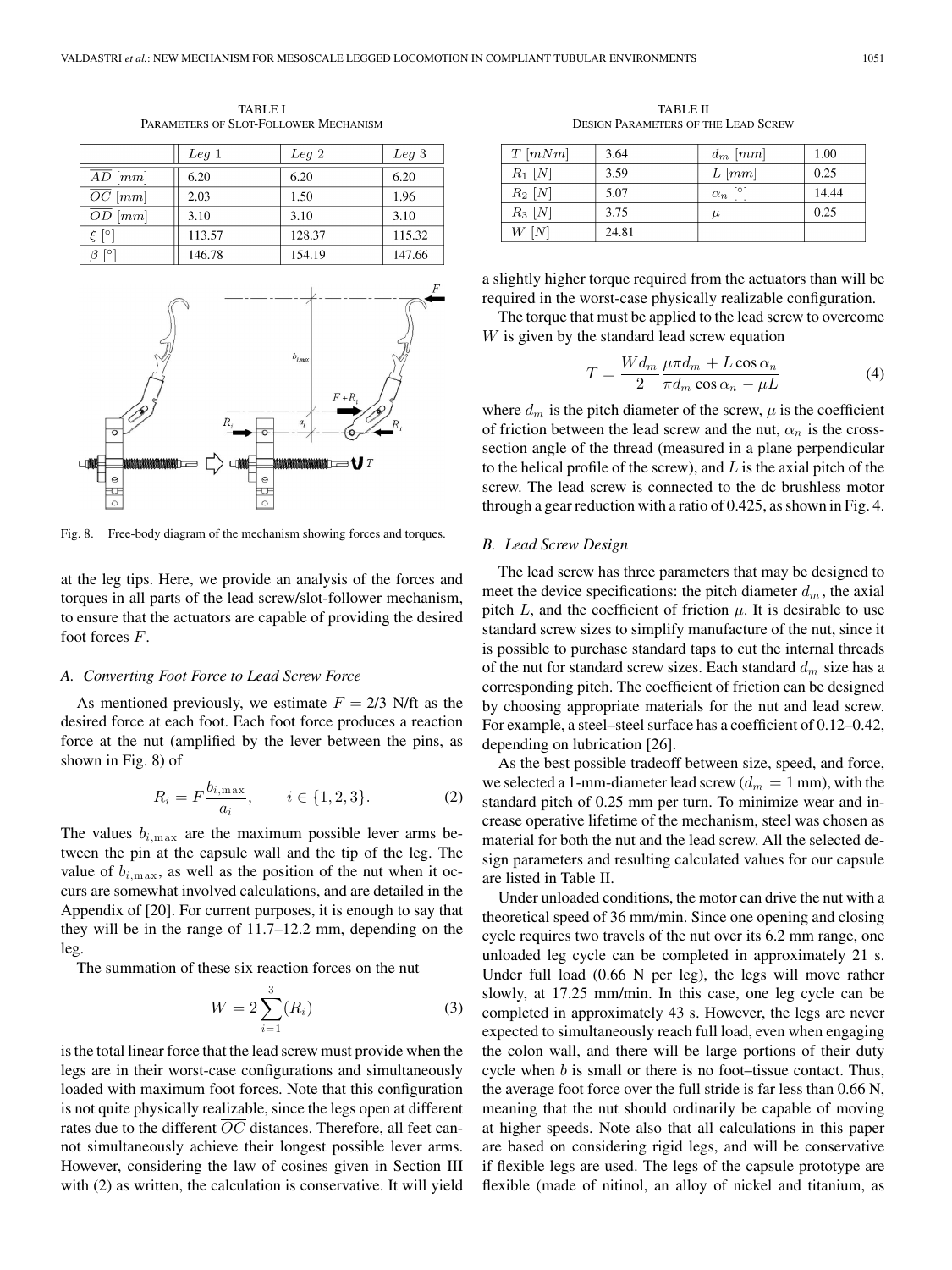TABLE I
PARAMETERS OF SLOT-FOLLOWER MECHANISM

| | $Leg\ 1$ | $Leg\ 2$ | $Leg\ 3$ |
|---|---|---|---|
| $\overline{AD}$ $[mm]$ | 6.20 | 6.20 | 6.20 |
| $\overline{OC}$ $[mm]$ | 2.03 | 1.50 | 1.96 |
| $\overline{OD}$ $[mm]$ | 3.10 | 3.10 | 3.10 |
| $\xi$ $[°]$ | 113.57 | 128.37 | 115.32 |
| $\beta$ $[°]$ | 146.78 | 154.19 | 147.66 |

Fig. 8. Free-body diagram of the mechanism showing forces and torques.

at the leg tips. Here, we provide an analysis of the forces and torques in all parts of the lead screw/slot-follower mechanism, to ensure that the actuators are capable of providing the desired foot forces $F$.

### A. Converting Foot Force to Lead Screw Force

As mentioned previously, we estimate $F = 2/3$ N/ft as the desired force at each foot. Each foot force produces a reaction force at the nut (amplified by the lever between the pins, as shown in Fig. 8) of

$$R_i = F\frac{b_{i,\max}}{a_i}, \qquad i \in \{1, 2, 3\}. \tag{2}$$

The values $b_{i,\max}$ are the maximum possible lever arms between the pin at the capsule wall and the tip of the leg. The value of $b_{i,\max}$, as well as the position of the nut when it occurs are somewhat involved calculations, and are detailed in the Appendix of [20]. For current purposes, it is enough to say that they will be in the range of 11.7–12.2 mm, depending on the leg.

The summation of these six reaction forces on the nut

$$W = 2\sum_{i=1}^{3}(R_i) \tag{3}$$

is the total linear force that the lead screw must provide when the legs are in their worst-case configurations and simultaneously loaded with maximum foot forces. Note that this configuration is not quite physically realizable, since the legs open at different rates due to the different $\overline{OC}$ distances. Therefore, all feet cannot simultaneously achieve their longest possible lever arms. However, considering the law of cosines given in Section III with (2) as written, the calculation is conservative. It will yield a slightly higher torque required from the actuators than will be required in the worst-case physically realizable configuration.

TABLE II
DESIGN PARAMETERS OF THE LEAD SCREW

| | | | |
|---|---|---|---|
| $T$ $[mNm]$ | 3.64 | $d_m$ $[mm]$ | 1.00 |
| $R_1$ $[N]$ | 3.59 | $L$ $[mm]$ | 0.25 |
| $R_2$ $[N]$ | 5.07 | $\alpha_n$ $[°]$ | 14.44 |
| $R_3$ $[N]$ | 3.75 | $\mu$ | 0.25 |
| $W$ $[N]$ | 24.81 | | |

The torque that must be applied to the lead screw to overcome $W$ is given by the standard lead screw equation

$$T = \frac{Wd_m}{2}\frac{\mu\pi d_m + L\cos\alpha_n}{\pi d_m\cos\alpha_n - \mu L} \tag{4}$$

where $d_m$ is the pitch diameter of the screw, $\mu$ is the coefficient of friction between the lead screw and the nut, $\alpha_n$ is the cross-section angle of the thread (measured in a plane perpendicular to the helical profile of the screw), and $L$ is the axial pitch of the screw. The lead screw is connected to the dc brushless motor through a gear reduction with a ratio of 0.425, as shown in Fig. 4.

### B. Lead Screw Design

The lead screw has three parameters that may be designed to meet the device specifications: the pitch diameter $d_m$, the axial pitch $L$, and the coefficient of friction $\mu$. It is desirable to use standard screw sizes to simplify manufacture of the nut, since it is possible to purchase standard taps to cut the internal threads of the nut for standard screw sizes. Each standard $d_m$ size has a corresponding pitch. The coefficient of friction can be designed by choosing appropriate materials for the nut and lead screw. For example, a steel–steel surface has a coefficient of 0.12–0.42, depending on lubrication [26].

As the best possible tradeoff between size, speed, and force, we selected a 1-mm-diameter lead screw ($d_m = 1$ mm), with the standard pitch of 0.25 mm per turn. To minimize wear and increase operative lifetime of the mechanism, steel was chosen as material for both the nut and the lead screw. All the selected design parameters and resulting calculated values for our capsule are listed in Table II.

Under unloaded conditions, the motor can drive the nut with a theoretical speed of 36 mm/min. Since one opening and closing cycle requires two travels of the nut over its 6.2 mm range, one unloaded leg cycle can be completed in approximately 21 s. Under full load (0.66 N per leg), the legs will move rather slowly, at 17.25 mm/min. In this case, one leg cycle can be completed in approximately 43 s. However, the legs are never expected to simultaneously reach full load, even when engaging the colon wall, and there will be large portions of their duty cycle when $b$ is small or there is no foot–tissue contact. Thus, the average foot force over the full stride is far less than 0.66 N, meaning that the nut should ordinarily be capable of moving at higher speeds. Note also that all calculations in this paper are based on considering rigid legs, and will be conservative if flexible legs are used. The legs of the capsule prototype are flexible (made of nitinol, an alloy of nickel and titanium, as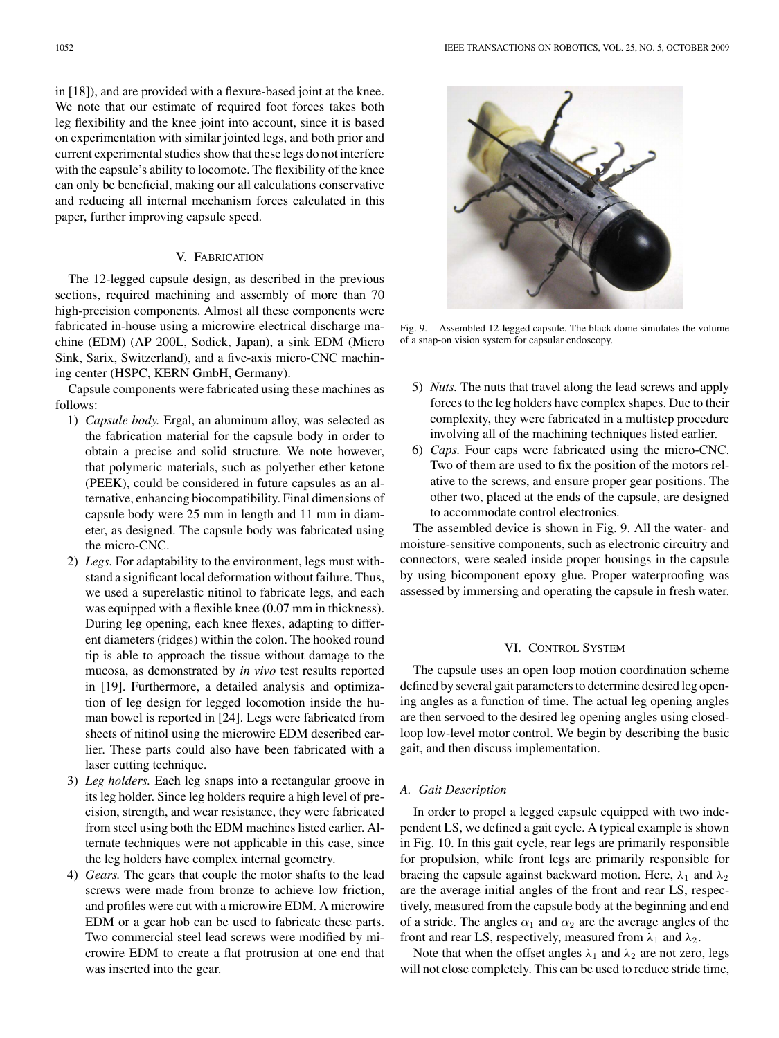in [18]), and are provided with a flexure-based joint at the knee. We note that our estimate of required foot forces takes both leg flexibility and the knee joint into account, since it is based on experimentation with similar jointed legs, and both prior and current experimental studies show that these legs do not interfere with the capsule's ability to locomote. The flexibility of the knee can only be beneficial, making our all calculations conservative and reducing all internal mechanism forces calculated in this paper, further improving capsule speed.

## V. Fabrication

The 12-legged capsule design, as described in the previous sections, required machining and assembly of more than 70 high-precision components. Almost all these components were fabricated in-house using a microwire electrical discharge machine (EDM) (AP 200L, Sodick, Japan), a sink EDM (Micro Sink, Sarix, Switzerland), and a five-axis micro-CNC machining center (HSPC, KERN GmbH, Germany).

Capsule components were fabricated using these machines as follows:

1) *Capsule body.* Ergal, an aluminum alloy, was selected as the fabrication material for the capsule body in order to obtain a precise and solid structure. We note however, that polymeric materials, such as polyether ether ketone (PEEK), could be considered in future capsules as an alternative, enhancing biocompatibility. Final dimensions of capsule body were 25 mm in length and 11 mm in diameter, as designed. The capsule body was fabricated using the micro-CNC.
2) *Legs.* For adaptability to the environment, legs must withstand a significant local deformation without failure. Thus, we used a superelastic nitinol to fabricate legs, and each was equipped with a flexible knee (0.07 mm in thickness). During leg opening, each knee flexes, adapting to different diameters (ridges) within the colon. The hooked round tip is able to approach the tissue without damage to the mucosa, as demonstrated by *in vivo* test results reported in [19]. Furthermore, a detailed analysis and optimization of leg design for legged locomotion inside the human bowel is reported in [24]. Legs were fabricated from sheets of nitinol using the microwire EDM described earlier. These parts could also have been fabricated with a laser cutting technique.
3) *Leg holders.* Each leg snaps into a rectangular groove in its leg holder. Since leg holders require a high level of precision, strength, and wear resistance, they were fabricated from steel using both the EDM machines listed earlier. Alternate techniques were not applicable in this case, since the leg holders have complex internal geometry.
4) *Gears.* The gears that couple the motor shafts to the lead screws were made from bronze to achieve low friction, and profiles were cut with a microwire EDM. A microwire EDM or a gear hob can be used to fabricate these parts. Two commercial steel lead screws were modified by microwire EDM to create a flat protrusion at one end that was inserted into the gear.

Fig. 9. Assembled 12-legged capsule. The black dome simulates the volume of a snap-on vision system for capsular endoscopy.

5) *Nuts.* The nuts that travel along the lead screws and apply forces to the leg holders have complex shapes. Due to their complexity, they were fabricated in a multistep procedure involving all of the machining techniques listed earlier.
6) *Caps.* Four caps were fabricated using the micro-CNC. Two of them are used to fix the position of the motors relative to the screws, and ensure proper gear positions. The other two, placed at the ends of the capsule, are designed to accommodate control electronics.

The assembled device is shown in Fig. 9. All the water- and moisture-sensitive components, such as electronic circuitry and connectors, were sealed inside proper housings in the capsule by using bicomponent epoxy glue. Proper waterproofing was assessed by immersing and operating the capsule in fresh water.

## VI. Control System

The capsule uses an open loop motion coordination scheme defined by several gait parameters to determine desired leg opening angles as a function of time. The actual leg opening angles are then servoed to the desired leg opening angles using closed-loop low-level motor control. We begin by describing the basic gait, and then discuss implementation.

### A. Gait Description

In order to propel a legged capsule equipped with two independent LS, we defined a gait cycle. A typical example is shown in Fig. 10. In this gait cycle, rear legs are primarily responsible for propulsion, while front legs are primarily responsible for bracing the capsule against backward motion. Here, $\lambda_1$ and $\lambda_2$ are the average initial angles of the front and rear LS, respectively, measured from the capsule body at the beginning and end of a stride. The angles $\alpha_1$ and $\alpha_2$ are the average angles of the front and rear LS, respectively, measured from $\lambda_1$ and $\lambda_2$.

Note that when the offset angles $\lambda_1$ and $\lambda_2$ are not zero, legs will not close completely. This can be used to reduce stride time,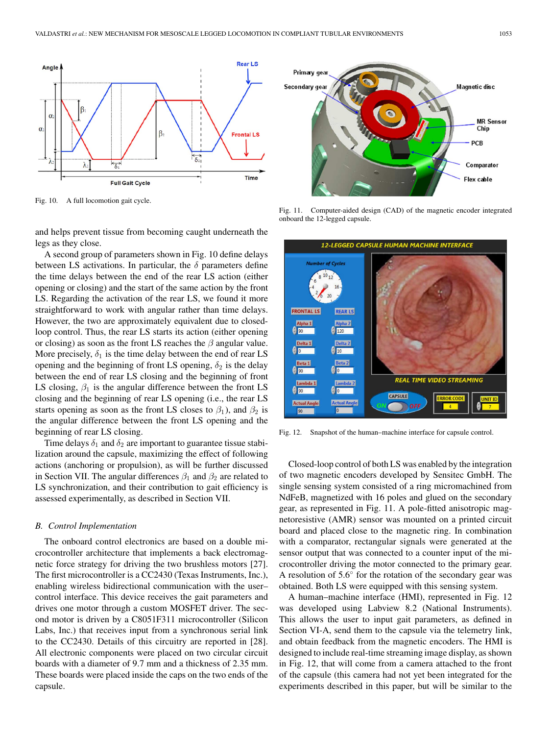Fig. 10. A full locomotion gait cycle.

Fig. 11. Computer-aided design (CAD) of the magnetic encoder integrated onboard the 12-legged capsule.

Fig. 12. Snapshot of the human–machine interface for capsule control.

and helps prevent tissue from becoming caught underneath the legs as they close.

A second group of parameters shown in Fig. 10 define delays between LS activations. In particular, the $\delta$ parameters define the time delays between the end of the rear LS action (either opening or closing) and the start of the same action by the front LS. Regarding the activation of the rear LS, we found it more straightforward to work with angular rather than time delays. However, the two are approximately equivalent due to closed-loop control. Thus, the rear LS starts its action (either opening or closing) as soon as the front LS reaches the $\beta$ angular value. More precisely, $\delta_1$ is the time delay between the end of rear LS opening and the beginning of front LS opening, $\delta_2$ is the delay between the end of rear LS closing and the beginning of front LS closing, $\beta_1$ is the angular difference between the front LS closing and the beginning of rear LS opening (i.e., the rear LS starts opening as soon as the front LS closes to $\beta_1$), and $\beta_2$ is the angular difference between the front LS opening and the beginning of rear LS closing.

Time delays $\delta_1$ and $\delta_2$ are important to guarantee tissue stabilization around the capsule, maximizing the effect of following actions (anchoring or propulsion), as will be further discussed in Section VII. The angular differences $\beta_1$ and $\beta_2$ are related to LS synchronization, and their contribution to gait efficiency is assessed experimentally, as described in Section VII.

### *B. Control Implementation*

The onboard control electronics are based on a double microcontroller architecture that implements a back electromagnetic force strategy for driving the two brushless motors [27]. The first microcontroller is a CC2430 (Texas Instruments, Inc.), enabling wireless bidirectional communication with the user–control interface. This device receives the gait parameters and drives one motor through a custom MOSFET driver. The second motor is driven by a C8051F311 microcontroller (Silicon Labs, Inc.) that receives input from a synchronous serial link to the CC2430. Details of this circuitry are reported in [28]. All electronic components were placed on two circular circuit boards with a diameter of 9.7 mm and a thickness of 2.35 mm. These boards were placed inside the caps on the two ends of the capsule.

Closed-loop control of both LS was enabled by the integration of two magnetic encoders developed by Sensitec GmbH. The single sensing system consisted of a ring micromachined from NdFeB, magnetized with 16 poles and glued on the secondary gear, as represented in Fig. 11. A pole-fitted anisotropic magnetoresistive (AMR) sensor was mounted on a printed circuit board and placed close to the magnetic ring. In combination with a comparator, rectangular signals were generated at the sensor output that was connected to a counter input of the microcontroller driving the motor connected to the primary gear. A resolution of 5.6° for the rotation of the secondary gear was obtained. Both LS were equipped with this sensing system.

A human–machine interface (HMI), represented in Fig. 12 was developed using Labview 8.2 (National Instruments). This allows the user to input gait parameters, as defined in Section VI-A, send them to the capsule via the telemetry link, and obtain feedback from the magnetic encoders. The HMI is designed to include real-time streaming image display, as shown in Fig. 12, that will come from a camera attached to the front of the capsule (this camera had not yet been integrated for the experiments described in this paper, but will be similar to the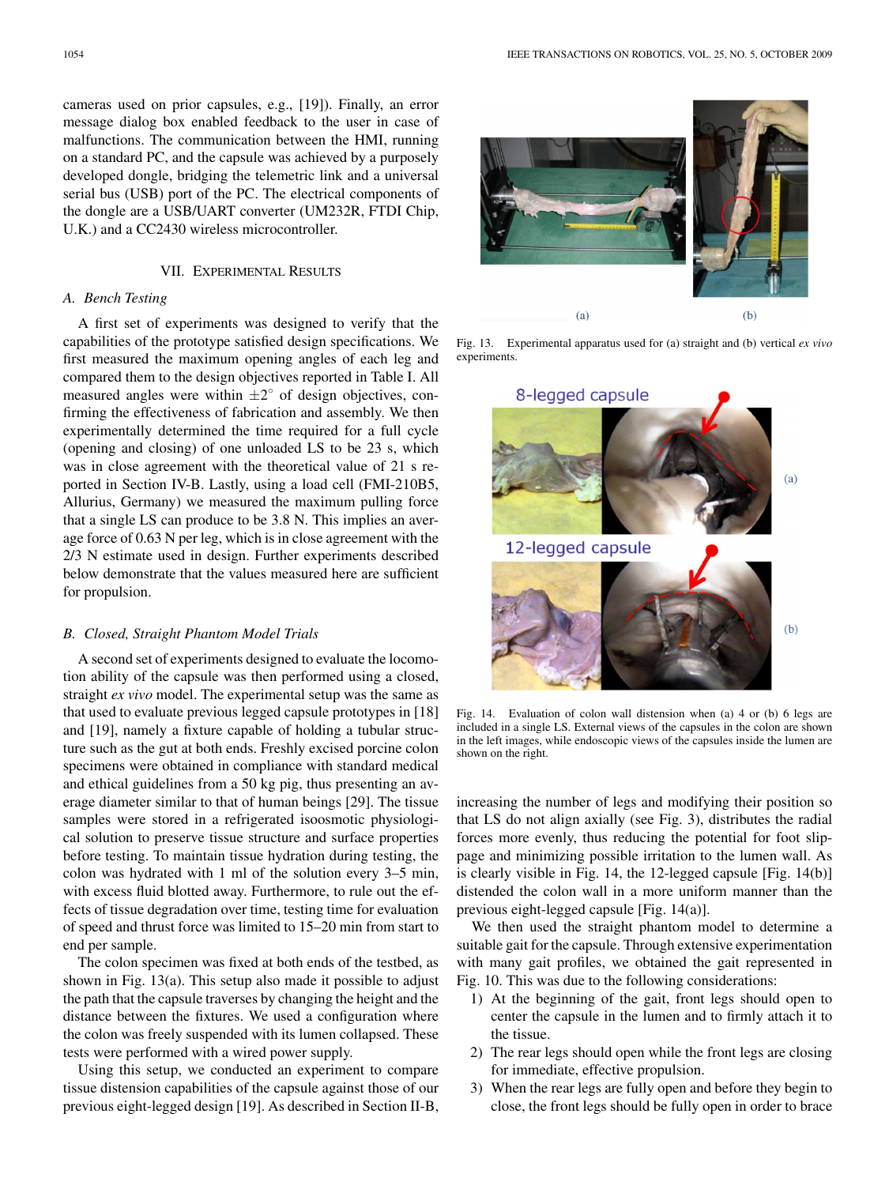cameras used on prior capsules, e.g., [19]). Finally, an error message dialog box enabled feedback to the user in case of malfunctions. The communication between the HMI, running on a standard PC, and the capsule was achieved by a purposely developed dongle, bridging the telemetric link and a universal serial bus (USB) port of the PC. The electrical components of the dongle are a USB/UART converter (UM232R, FTDI Chip, U.K.) and a CC2430 wireless microcontroller.

## VII. Experimental Results

### A. Bench Testing

A first set of experiments was designed to verify that the capabilities of the prototype satisfied design specifications. We first measured the maximum opening angles of each leg and compared them to the design objectives reported in Table I. All measured angles were within $\pm 2^\circ$ of design objectives, confirming the effectiveness of fabrication and assembly. We then experimentally determined the time required for a full cycle (opening and closing) of one unloaded LS to be 23 s, which was in close agreement with the theoretical value of 21 s reported in Section IV-B. Lastly, using a load cell (FMI-210B5, Allurius, Germany) we measured the maximum pulling force that a single LS can produce to be 3.8 N. This implies an average force of 0.63 N per leg, which is in close agreement with the 2/3 N estimate used in design. Further experiments described below demonstrate that the values measured here are sufficient for propulsion.

### B. Closed, Straight Phantom Model Trials

A second set of experiments designed to evaluate the locomotion ability of the capsule was then performed using a closed, straight *ex vivo* model. The experimental setup was the same as that used to evaluate previous legged capsule prototypes in [18] and [19], namely a fixture capable of holding a tubular structure such as the gut at both ends. Freshly excised porcine colon specimens were obtained in compliance with standard medical and ethical guidelines from a 50 kg pig, thus presenting an average diameter similar to that of human beings [29]. The tissue samples were stored in a refrigerated isoosmotic physiological solution to preserve tissue structure and surface properties before testing. To maintain tissue hydration during testing, the colon was hydrated with 1 ml of the solution every 3–5 min, with excess fluid blotted away. Furthermore, to rule out the effects of tissue degradation over time, testing time for evaluation of speed and thrust force was limited to 15–20 min from start to end per sample.

The colon specimen was fixed at both ends of the testbed, as shown in Fig. 13(a). This setup also made it possible to adjust the path that the capsule traverses by changing the height and the distance between the fixtures. We used a configuration where the colon was freely suspended with its lumen collapsed. These tests were performed with a wired power supply.

Using this setup, we conducted an experiment to compare tissue distension capabilities of the capsule against those of our previous eight-legged design [19]. As described in Section II-B, increasing the number of legs and modifying their position so that LS do not align axially (see Fig. 3), distributes the radial forces more evenly, thus reducing the potential for foot slippage and minimizing possible irritation to the lumen wall. As is clearly visible in Fig. 14, the 12-legged capsule [Fig. 14(b)] distended the colon wall in a more uniform manner than the previous eight-legged capsule [Fig. 14(a)].

Fig. 13. Experimental apparatus used for (a) straight and (b) vertical *ex vivo* experiments.

Fig. 14. Evaluation of colon wall distension when (a) 4 or (b) 6 legs are included in a single LS. External views of the capsules in the colon are shown in the left images, while endoscopic views of the capsules inside the lumen are shown on the right.

We then used the straight phantom model to determine a suitable gait for the capsule. Through extensive experimentation with many gait profiles, we obtained the gait represented in Fig. 10. This was due to the following considerations:

1) At the beginning of the gait, front legs should open to center the capsule in the lumen and to firmly attach it to the tissue.
2) The rear legs should open while the front legs are closing for immediate, effective propulsion.
3) When the rear legs are fully open and before they begin to close, the front legs should be fully open in order to brace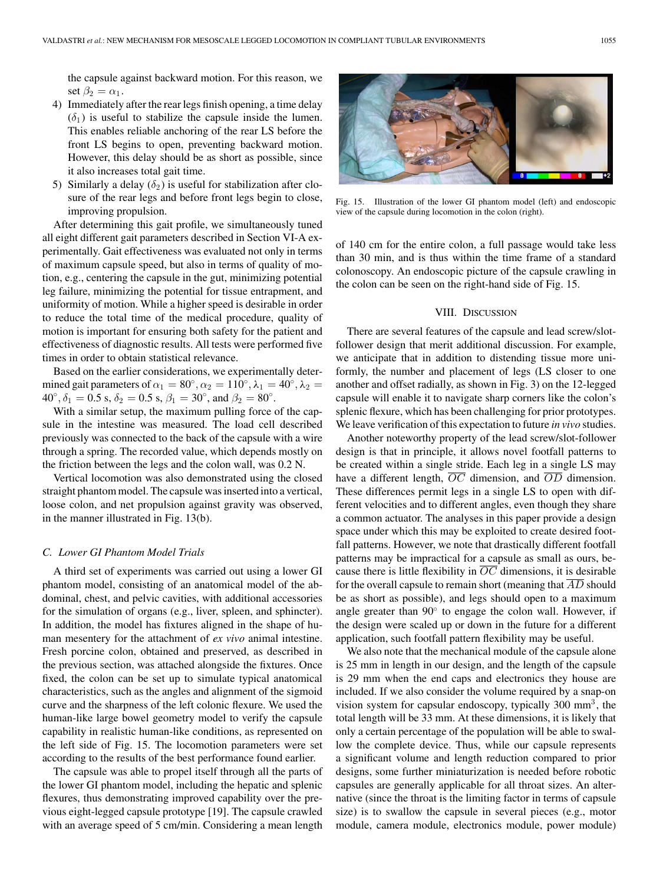the capsule against backward motion. For this reason, we set $\beta_2 = \alpha_1$.

4) Immediately after the rear legs finish opening, a time delay ($\delta_1$) is useful to stabilize the capsule inside the lumen. This enables reliable anchoring of the rear LS before the front LS begins to open, preventing backward motion. However, this delay should be as short as possible, since it also increases total gait time.
5) Similarly a delay ($\delta_2$) is useful for stabilization after closure of the rear legs and before front legs begin to close, improving propulsion.

After determining this gait profile, we simultaneously tuned all eight different gait parameters described in Section VI-A experimentally. Gait effectiveness was evaluated not only in terms of maximum capsule speed, but also in terms of quality of motion, e.g., centering the capsule in the gut, minimizing potential leg failure, minimizing the potential for tissue entrapment, and uniformity of motion. While a higher speed is desirable in order to reduce the total time of the medical procedure, quality of motion is important for ensuring both safety for the patient and effectiveness of diagnostic results. All tests were performed five times in order to obtain statistical relevance.

Based on the earlier considerations, we experimentally determined gait parameters of $\alpha_1 = 80^\circ, \alpha_2 = 110^\circ, \lambda_1 = 40^\circ, \lambda_2 = 40^\circ, \delta_1 = 0.5$ s, $\delta_2 = 0.5$ s, $\beta_1 = 30^\circ$, and $\beta_2 = 80^\circ$.

With a similar setup, the maximum pulling force of the capsule in the intestine was measured. The load cell described previously was connected to the back of the capsule with a wire through a spring. The recorded value, which depends mostly on the friction between the legs and the colon wall, was 0.2 N.

Vertical locomotion was also demonstrated using the closed straight phantom model. The capsule was inserted into a vertical, loose colon, and net propulsion against gravity was observed, in the manner illustrated in Fig. 13(b).

### C. Lower GI Phantom Model Trials

A third set of experiments was carried out using a lower GI phantom model, consisting of an anatomical model of the abdominal, chest, and pelvic cavities, with additional accessories for the simulation of organs (e.g., liver, spleen, and sphincter). In addition, the model has fixtures aligned in the shape of human mesentery for the attachment of *ex vivo* animal intestine. Fresh porcine colon, obtained and preserved, as described in the previous section, was attached alongside the fixtures. Once fixed, the colon can be set up to simulate typical anatomical characteristics, such as the angles and alignment of the sigmoid curve and the sharpness of the left colonic flexure. We used the human-like large bowel geometry model to verify the capsule capability in realistic human-like conditions, as represented on the left side of Fig. 15. The locomotion parameters were set according to the results of the best performance found earlier.

The capsule was able to propel itself through all the parts of the lower GI phantom model, including the hepatic and splenic flexures, thus demonstrating improved capability over the previous eight-legged capsule prototype [19]. The capsule crawled with an average speed of 5 cm/min. Considering a mean length of 140 cm for the entire colon, a full passage would take less than 30 min, and is thus within the time frame of a standard colonoscopy. An endoscopic picture of the capsule crawling in the colon can be seen on the right-hand side of Fig. 15.

Fig. 15. Illustration of the lower GI phantom model (left) and endoscopic view of the capsule during locomotion in the colon (right).

## VIII. Discussion

There are several features of the capsule and lead screw/slot-follower design that merit additional discussion. For example, we anticipate that in addition to distending tissue more uniformly, the number and placement of legs (LS closer to one another and offset radially, as shown in Fig. 3) on the 12-legged capsule will enable it to navigate sharp corners like the colon's splenic flexure, which has been challenging for prior prototypes. We leave verification of this expectation to future *in vivo* studies.

Another noteworthy property of the lead screw/slot-follower design is that in principle, it allows novel footfall patterns to be created within a single stride. Each leg in a single LS may have a different length, $\overline{OC}$ dimension, and $\overline{OD}$ dimension. These differences permit legs in a single LS to open with different velocities and to different angles, even though they share a common actuator. The analyses in this paper provide a design space under which this may be exploited to create desired footfall patterns. However, we note that drastically different footfall patterns may be impractical for a capsule as small as ours, because there is little flexibility in $\overline{OC}$ dimensions, it is desirable for the overall capsule to remain short (meaning that $\overline{AD}$ should be as short as possible), and legs should open to a maximum angle greater than $90^\circ$ to engage the colon wall. However, if the design were scaled up or down in the future for a different application, such footfall pattern flexibility may be useful.

We also note that the mechanical module of the capsule alone is 25 mm in length in our design, and the length of the capsule is 29 mm when the end caps and electronics they house are included. If we also consider the volume required by a snap-on vision system for capsular endoscopy, typically 300 mm$^3$, the total length will be 33 mm. At these dimensions, it is likely that only a certain percentage of the population will be able to swallow the complete device. Thus, while our capsule represents a significant volume and length reduction compared to prior designs, some further miniaturization is needed before robotic capsules are generally applicable for all throat sizes. An alternative (since the throat is the limiting factor in terms of capsule size) is to swallow the capsule in several pieces (e.g., motor module, camera module, electronics module, power module)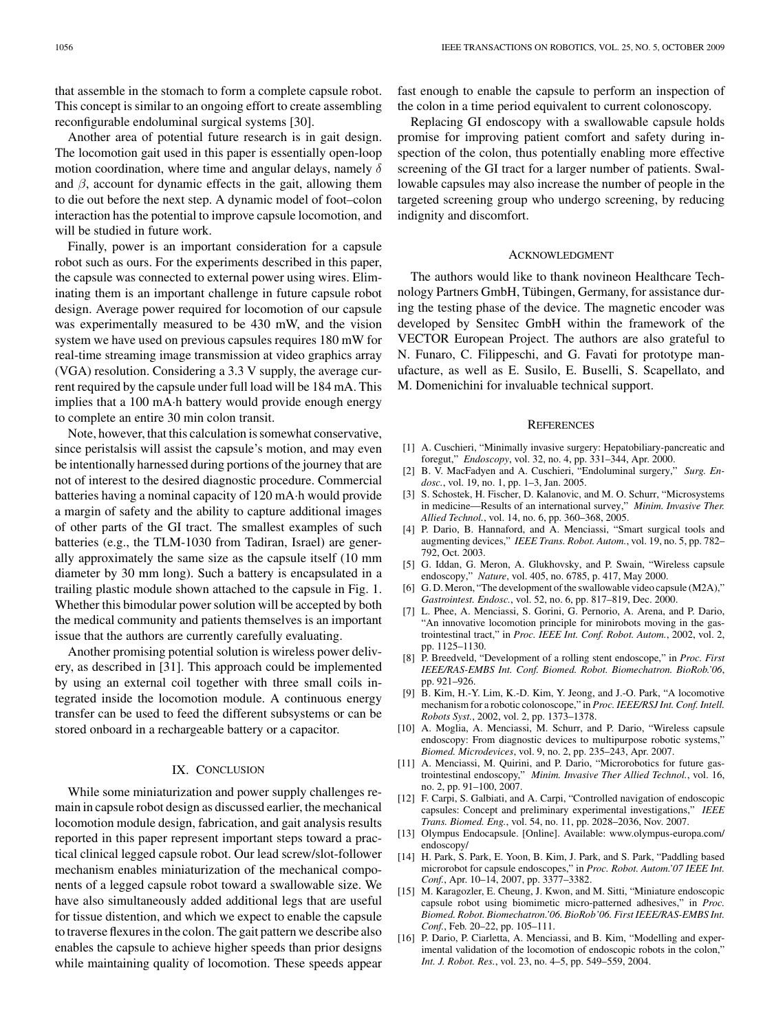that assemble in the stomach to form a complete capsule robot. This concept is similar to an ongoing effort to create assembling reconfigurable endoluminal surgical systems [30].

Another area of potential future research is in gait design. The locomotion gait used in this paper is essentially open-loop motion coordination, where time and angular delays, namely $\delta$ and $\beta$, account for dynamic effects in the gait, allowing them to die out before the next step. A dynamic model of foot–colon interaction has the potential to improve capsule locomotion, and will be studied in future work.

Finally, power is an important consideration for a capsule robot such as ours. For the experiments described in this paper, the capsule was connected to external power using wires. Eliminating them is an important challenge in future capsule robot design. Average power required for locomotion of our capsule was experimentally measured to be 430 mW, and the vision system we have used on previous capsules requires 180 mW for real-time streaming image transmission at video graphics array (VGA) resolution. Considering a 3.3 V supply, the average current required by the capsule under full load will be 184 mA. This implies that a 100 mA·h battery would provide enough energy to complete an entire 30 min colon transit.

Note, however, that this calculation is somewhat conservative, since peristalsis will assist the capsule's motion, and may even be intentionally harnessed during portions of the journey that are not of interest to the desired diagnostic procedure. Commercial batteries having a nominal capacity of 120 mA·h would provide a margin of safety and the ability to capture additional images of other parts of the GI tract. The smallest examples of such batteries (e.g., the TLM-1030 from Tadiran, Israel) are generally approximately the same size as the capsule itself (10 mm diameter by 30 mm long). Such a battery is encapsulated in a trailing plastic module shown attached to the capsule in Fig. 1. Whether this bimodular power solution will be accepted by both the medical community and patients themselves is an important issue that the authors are currently carefully evaluating.

Another promising potential solution is wireless power delivery, as described in [31]. This approach could be implemented by using an external coil together with three small coils integrated inside the locomotion module. A continuous energy transfer can be used to feed the different subsystems or can be stored onboard in a rechargeable battery or a capacitor.

## IX. Conclusion

While some miniaturization and power supply challenges remain in capsule robot design as discussed earlier, the mechanical locomotion module design, fabrication, and gait analysis results reported in this paper represent important steps toward a practical clinical legged capsule robot. Our lead screw/slot-follower mechanism enables miniaturization of the mechanical components of a legged capsule robot toward a swallowable size. We have also simultaneously added additional legs that are useful for tissue distention, and which we expect to enable the capsule to traverse flexures in the colon. The gait pattern we describe also enables the capsule to achieve higher speeds than prior designs while maintaining quality of locomotion. These speeds appear fast enough to enable the capsule to perform an inspection of the colon in a time period equivalent to current colonoscopy.

Replacing GI endoscopy with a swallowable capsule holds promise for improving patient comfort and safety during inspection of the colon, thus potentially enabling more effective screening of the GI tract for a larger number of patients. Swallowable capsules may also increase the number of people in the targeted screening group who undergo screening, by reducing indignity and discomfort.

## Acknowledgment

The authors would like to thank novineon Healthcare Technology Partners GmbH, Tübingen, Germany, for assistance during the testing phase of the device. The magnetic encoder was developed by Sensitec GmbH within the framework of the VECTOR European Project. The authors are also grateful to N. Funaro, C. Filippeschi, and G. Favati for prototype manufacture, as well as E. Susilo, E. Buselli, S. Scapellato, and M. Domenichini for invaluable technical support.

## References

[1] A. Cuschieri, "Minimally invasive surgery: Hepatobiliary-pancreatic and foregut," *Endoscopy*, vol. 32, no. 4, pp. 331–344, Apr. 2000.

[2] B. V. MacFadyen and A. Cuschieri, "Endoluminal surgery," *Surg. Endosc.*, vol. 19, no. 1, pp. 1–3, Jan. 2005.

[3] S. Schostek, H. Fischer, D. Kalanovic, and M. O. Schurr, "Microsystems in medicine—Results of an international survey," *Minim. Invasive Ther. Allied Technol.*, vol. 14, no. 6, pp. 360–368, 2005.

[4] P. Dario, B. Hannaford, and A. Menciassi, "Smart surgical tools and augmenting devices," *IEEE Trans. Robot. Autom.*, vol. 19, no. 5, pp. 782–792, Oct. 2003.

[5] G. Iddan, G. Meron, A. Glukhovsky, and P. Swain, "Wireless capsule endoscopy," *Nature*, vol. 405, no. 6785, p. 417, May 2000.

[6] G. D. Meron, "The development of the swallowable video capsule (M2A)," *Gastrointest. Endosc.*, vol. 52, no. 6, pp. 817–819, Dec. 2000.

[7] L. Phee, A. Menciassi, S. Gorini, G. Pernorio, A. Arena, and P. Dario, "An innovative locomotion principle for minirobots moving in the gastrointestinal tract," in *Proc. IEEE Int. Conf. Robot. Autom.*, 2002, vol. 2, pp. 1125–1130.

[8] P. Breedveld, "Development of a rolling stent endoscope," in *Proc. First IEEE/RAS-EMBS Int. Conf. Biomed. Robot. Biomechatron. BioRob'06*, pp. 921–926.

[9] B. Kim, H.-Y. Lim, K.-D. Kim, Y. Jeong, and J.-O. Park, "A locomotive mechanism for a robotic colonoscope," in *Proc. IEEE/RSJ Int. Conf. Intell. Robots Syst.*, 2002, vol. 2, pp. 1373–1378.

[10] A. Moglia, A. Menciassi, M. Schurr, and P. Dario, "Wireless capsule endoscopy: From diagnostic devices to multipurpose robotic systems," *Biomed. Microdevices*, vol. 9, no. 2, pp. 235–243, Apr. 2007.

[11] A. Menciassi, M. Quirini, and P. Dario, "Microrobotics for future gastrointestinal endoscopy," *Minim. Invasive Ther Allied Technol.*, vol. 16, no. 2, pp. 91–100, 2007.

[12] F. Carpi, S. Galbiati, and A. Carpi, "Controlled navigation of endoscopic capsules: Concept and preliminary experimental investigations," *IEEE Trans. Biomed. Eng.*, vol. 54, no. 11, pp. 2028–2036, Nov. 2007.

[13] Olympus Endocapsule. [Online]. Available: www.olympus-europa.com/endoscopy/

[14] H. Park, S. Park, E. Yoon, B. Kim, J. Park, and S. Park, "Paddling based microrobot for capsule endoscopes," in *Proc. Robot. Autom.'07 IEEE Int. Conf.*, Apr. 10–14, 2007, pp. 3377–3382.

[15] M. Karagozler, E. Cheung, J. Kwon, and M. Sitti, "Miniature endoscopic capsule robot using biomimetic micro-patterned adhesives," in *Proc. Biomed. Robot. Biomechatron.'06. BioRob'06. First IEEE/RAS-EMBS Int. Conf.*, Feb. 20–22, pp. 105–111.

[16] P. Dario, P. Ciarletta, A. Menciassi, and B. Kim, "Modelling and experimental validation of the locomotion of endoscopic robots in the colon," *Int. J. Robot. Res.*, vol. 23, no. 4–5, pp. 549–559, 2004.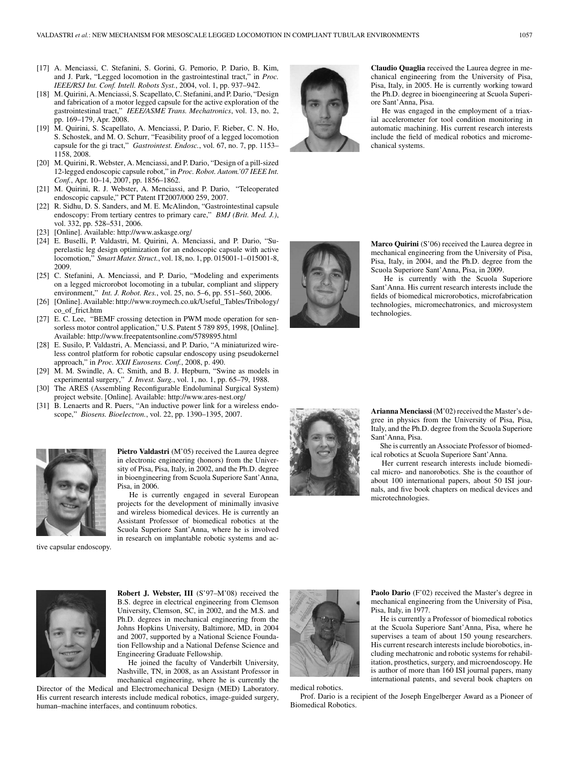[17] A. Menciassi, C. Stefanini, S. Gorini, G. Pemorio, P. Dario, B. Kim, and J. Park, "Legged locomotion in the gastrointestinal tract," in *Proc. IEEE/RSJ Int. Conf. Intell. Robots Syst.*, 2004, vol. 1, pp. 937–942.

[18] M. Quirini, A. Menciassi, S. Scapellato, C. Stefanini, and P. Dario, "Design and fabrication of a motor legged capsule for the active exploration of the gastrointestinal tract," *IEEE/ASME Trans. Mechatronics*, vol. 13, no. 2, pp. 169–179, Apr. 2008.

[19] M. Quirini, S. Scapellato, A. Menciassi, P. Dario, F. Rieber, C. N. Ho, S. Schostek, and M. O. Schurr, "Feasibility proof of a legged locomotion capsule for the gi tract," *Gastrointest. Endosc.*, vol. 67, no. 7, pp. 1153–1158, 2008.

[20] M. Quirini, R. Webster, A. Menciassi, and P. Dario, "Design of a pill-sized 12-legged endoscopic capsule robot," in *Proc. Robot. Autom.'07 IEEE Int. Conf.*, Apr. 10–14, 2007, pp. 1856–1862.

[21] M. Quirini, R. J. Webster, A. Menciassi, and P. Dario, "Teleoperated endoscopic capsule," PCT Patent IT2007/000 259, 2007.

[22] R. Sidhu, D. S. Sanders, and M. E. McAlindon, "Gastrointestinal capsule endoscopy: From tertiary centres to primary care," *BMJ (Brit. Med. J.)*, vol. 332, pp. 528–531, 2006.

[23] [Online]. Available: http://www.askasge.org/

[24] E. Buselli, P. Valdastri, M. Quirini, A. Menciassi, and P. Dario, "Superelastic leg design optimization for an endoscopic capsule with active locomotion," *Smart Mater. Struct.*, vol. 18, no. 1, pp. 015001-1–015001-8, 2009.

[25] C. Stefanini, A. Menciassi, and P. Dario, "Modeling and experiments on a legged microrobot locomoting in a tubular, compliant and slippery environment," *Int. J. Robot. Res.*, vol. 25, no. 5–6, pp. 551–560, 2006.

[26] [Online]. Available: http://www.roymech.co.uk/Useful_Tables/Tribology/co_of_frict.htm

[27] E. C. Lee, "BEMF crossing detection in PWM mode operation for sensorless motor control application," U.S. Patent 5 789 895, 1998, [Online]. Available: http://www.freepatentsonline.com/5789895.html

[28] E. Susilo, P. Valdastri, A. Menciassi, and P. Dario, "A miniaturized wireless control platform for robotic capsular endoscopy using pseudokernel approach," in *Proc. XXII Eurosens. Conf.*, 2008, p. 490.

[29] M. M. Swindle, A. C. Smith, and B. J. Hepburn, "Swine as models in experimental surgery," *J. Invest. Surg.*, vol. 1, no. 1, pp. 65–79, 1988.

[30] The ARES (Assembling Reconfigurable Endoluminal Surgical System) project website. [Online]. Available: http://www.ares-nest.org/

[31] B. Lenaerts and R. Puers, "An inductive power link for a wireless endoscope," *Biosens. Bioelectron.*, vol. 22, pp. 1390–1395, 2007.

**Pietro Valdastri** (M'05) received the Laurea degree in electronic engineering (honors) from the University of Pisa, Pisa, Italy, in 2002, and the Ph.D. degree in bioengineering from Scuola Superiore Sant'Anna, Pisa, in 2006.

He is currently engaged in several European projects for the development of minimally invasive and wireless biomedical devices. He is currently an Assistant Professor of biomedical robotics at the Scuola Superiore Sant'Anna, where he is involved in research on implantable robotic systems and active capsular endoscopy.

**Robert J. Webster, III** (S'97–M'08) received the B.S. degree in electrical engineering from Clemson University, Clemson, SC, in 2002, and the M.S. and Ph.D. degrees in mechanical engineering from the Johns Hopkins University, Baltimore, MD, in 2004 and 2007, supported by a National Science Foundation Fellowship and a National Defense Science and Engineering Graduate Fellowship.

He joined the faculty of Vanderbilt University, Nashville, TN, in 2008, as an Assistant Professor in mechanical engineering, where he is currently the Director of the Medical and Electromechanical Design (MED) Laboratory. His current research interests include medical robotics, image-guided surgery, human–machine interfaces, and continuum robotics.

**Claudio Quaglia** received the Laurea degree in mechanical engineering from the University of Pisa, Pisa, Italy, in 2005. He is currently working toward the Ph.D. degree in bioengineering at Scuola Superiore Sant'Anna, Pisa.

He was engaged in the employment of a triaxial accelerometer for tool condition monitoring in automatic machining. His current research interests include the field of medical robotics and micromechanical systems.

**Marco Quirini** (S'06) received the Laurea degree in mechanical engineering from the University of Pisa, Pisa, Italy, in 2004, and the Ph.D. degree from the Scuola Superiore Sant'Anna, Pisa, in 2009.

He is currently with the Scuola Superiore Sant'Anna. His current research interests include the fields of biomedical microrobotics, microfabrication technologies, micromechatronics, and microsystem technologies.

**Arianna Menciassi** (M'02) received the Master's degree in physics from the University of Pisa, Pisa, Italy, and the Ph.D. degree from the Scuola Superiore Sant'Anna, Pisa.

She is currently an Associate Professor of biomedical robotics at Scuola Superiore Sant'Anna.

Her current research interests include biomedical micro- and nanorobotics. She is the coauthor of about 100 international papers, about 50 ISI journals, and five book chapters on medical devices and microtechnologies.

**Paolo Dario** (F'02) received the Master's degree in mechanical engineering from the University of Pisa, Pisa, Italy, in 1977.

He is currently a Professor of biomedical robotics at the Scuola Superiore Sant'Anna, Pisa, where he supervises a team of about 150 young researchers. His current research interests include biorobotics, including mechatronic and robotic systems for rehabilitation, prosthetics, surgery, and microendoscopy. He is author of more than 160 ISI journal papers, many international patents, and several book chapters on medical robotics.

Prof. Dario is a recipient of the Joseph Engelberger Award as a Pioneer of Biomedical Robotics.